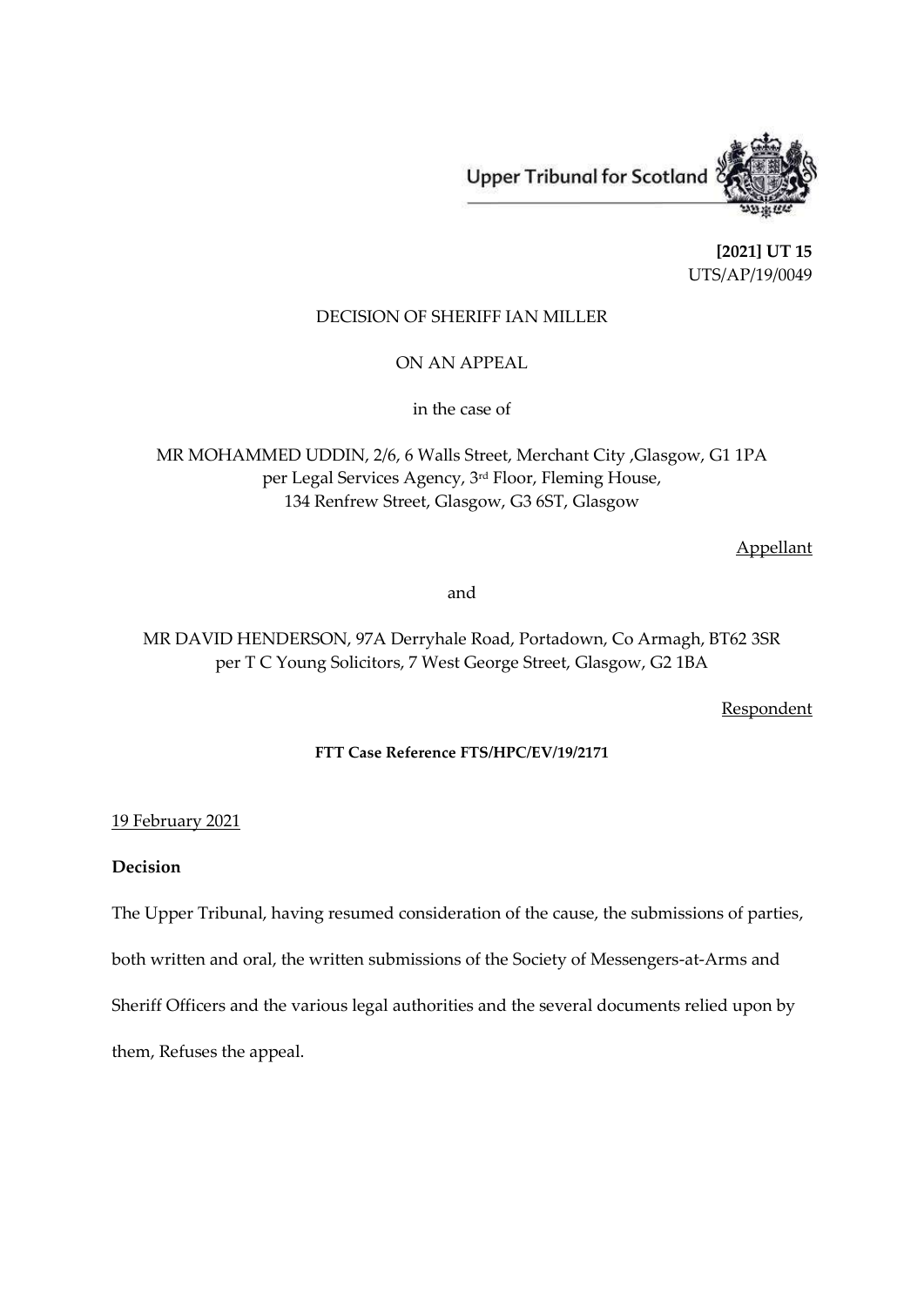Upper Tribunal for Scotland

**[2021] UT 15**
UTS/AP/19/0049

DECISION OF SHERIFF IAN MILLER

ON AN APPEAL

in the case of

MR MOHAMMED UDDIN, 2/6, 6 Walls Street, Merchant City ,Glasgow, G1 1PA
per Legal Services Agency, 3rd Floor, Fleming House,
134 Renfrew Street, Glasgow, G3 6ST, Glasgow

Appellant

and

MR DAVID HENDERSON, 97A Derryhale Road, Portadown, Co Armagh, BT62 3SR
per T C Young Solicitors, 7 West George Street, Glasgow, G2 1BA

Respondent

**FTT Case Reference FTS/HPC/EV/19/2171**

19 February 2021

**Decision**

The Upper Tribunal, having resumed consideration of the cause, the submissions of parties, both written and oral, the written submissions of the Society of Messengers-at-Arms and Sheriff Officers and the various legal authorities and the several documents relied upon by them, Refuses the appeal.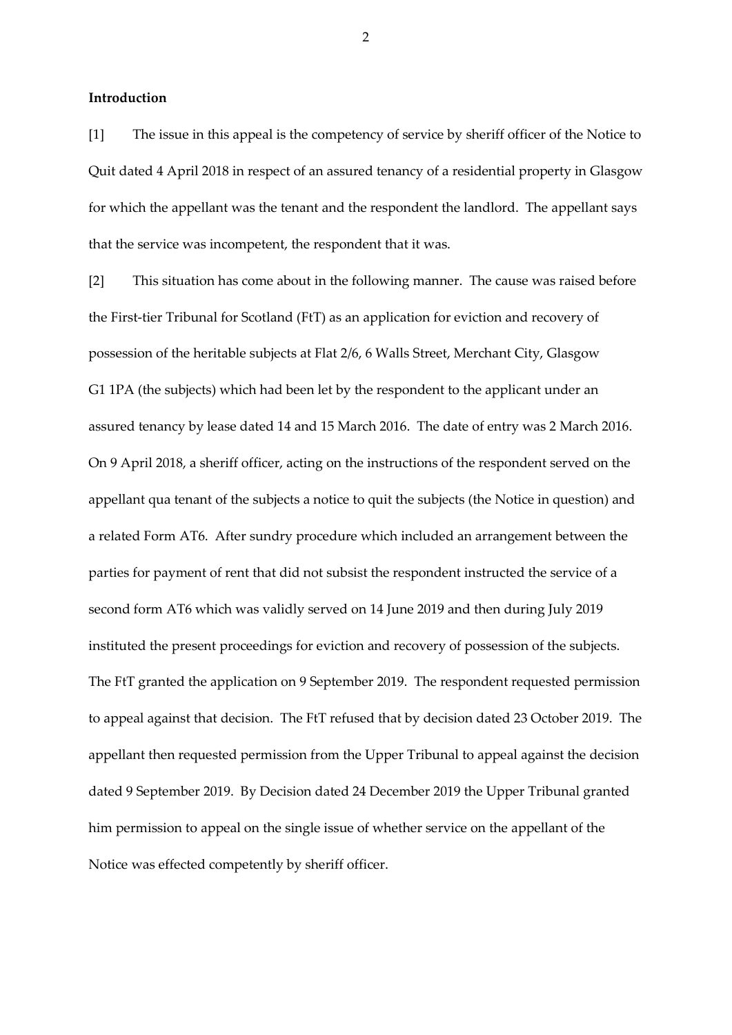**Introduction**

[1] The issue in this appeal is the competency of service by sheriff officer of the Notice to Quit dated 4 April 2018 in respect of an assured tenancy of a residential property in Glasgow for which the appellant was the tenant and the respondent the landlord. The appellant says that the service was incompetent, the respondent that it was.

[2] This situation has come about in the following manner. The cause was raised before the First-tier Tribunal for Scotland (FtT) as an application for eviction and recovery of possession of the heritable subjects at Flat 2/6, 6 Walls Street, Merchant City, Glasgow G1 1PA (the subjects) which had been let by the respondent to the applicant under an assured tenancy by lease dated 14 and 15 March 2016. The date of entry was 2 March 2016. On 9 April 2018, a sheriff officer, acting on the instructions of the respondent served on the appellant qua tenant of the subjects a notice to quit the subjects (the Notice in question) and a related Form AT6. After sundry procedure which included an arrangement between the parties for payment of rent that did not subsist the respondent instructed the service of a second form AT6 which was validly served on 14 June 2019 and then during July 2019 instituted the present proceedings for eviction and recovery of possession of the subjects. The FtT granted the application on 9 September 2019. The respondent requested permission to appeal against that decision. The FtT refused that by decision dated 23 October 2019. The appellant then requested permission from the Upper Tribunal to appeal against the decision dated 9 September 2019. By Decision dated 24 December 2019 the Upper Tribunal granted him permission to appeal on the single issue of whether service on the appellant of the Notice was effected competently by sheriff officer.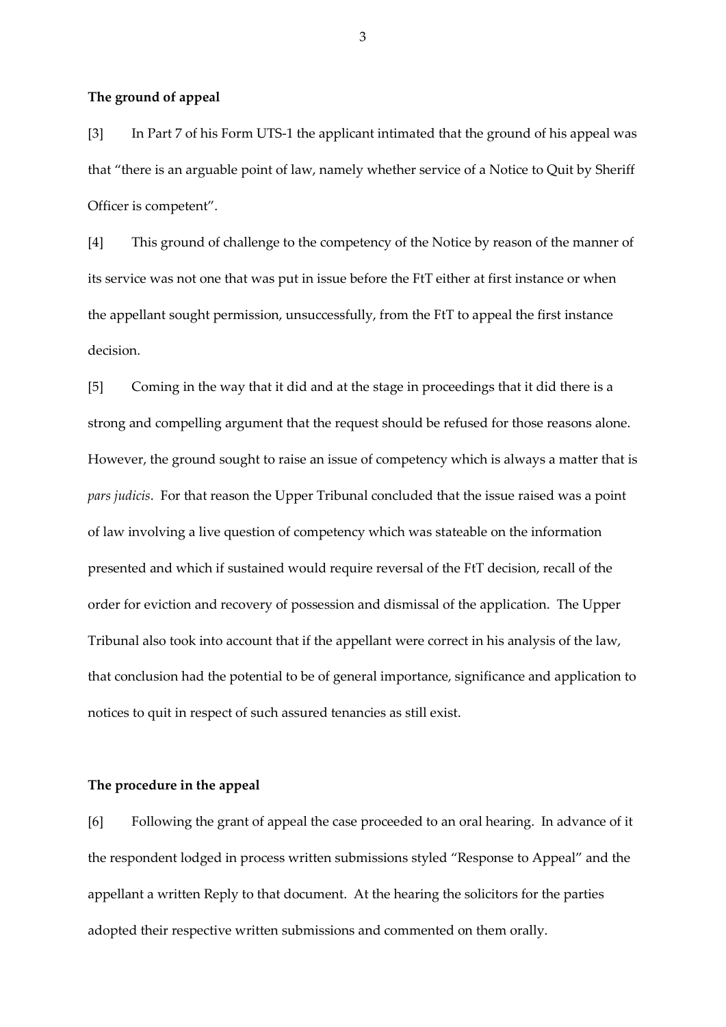**The ground of appeal**

[3] In Part 7 of his Form UTS-1 the applicant intimated that the ground of his appeal was that "there is an arguable point of law, namely whether service of a Notice to Quit by Sheriff Officer is competent".

[4] This ground of challenge to the competency of the Notice by reason of the manner of its service was not one that was put in issue before the FtT either at first instance or when the appellant sought permission, unsuccessfully, from the FtT to appeal the first instance decision.

[5] Coming in the way that it did and at the stage in proceedings that it did there is a strong and compelling argument that the request should be refused for those reasons alone. However, the ground sought to raise an issue of competency which is always a matter that is *pars judicis*. For that reason the Upper Tribunal concluded that the issue raised was a point of law involving a live question of competency which was stateable on the information presented and which if sustained would require reversal of the FtT decision, recall of the order for eviction and recovery of possession and dismissal of the application. The Upper Tribunal also took into account that if the appellant were correct in his analysis of the law, that conclusion had the potential to be of general importance, significance and application to notices to quit in respect of such assured tenancies as still exist.

**The procedure in the appeal**

[6] Following the grant of appeal the case proceeded to an oral hearing. In advance of it the respondent lodged in process written submissions styled "Response to Appeal" and the appellant a written Reply to that document. At the hearing the solicitors for the parties adopted their respective written submissions and commented on them orally.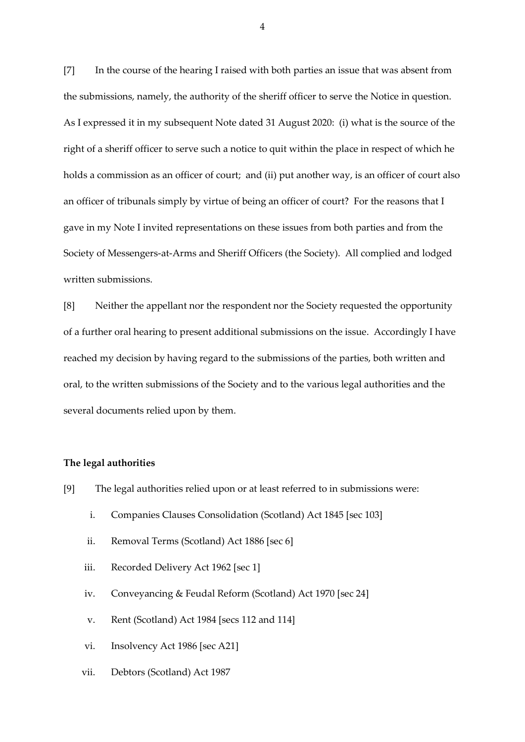[7] In the course of the hearing I raised with both parties an issue that was absent from the submissions, namely, the authority of the sheriff officer to serve the Notice in question. As I expressed it in my subsequent Note dated 31 August 2020: (i) what is the source of the right of a sheriff officer to serve such a notice to quit within the place in respect of which he holds a commission as an officer of court; and (ii) put another way, is an officer of court also an officer of tribunals simply by virtue of being an officer of court? For the reasons that I gave in my Note I invited representations on these issues from both parties and from the Society of Messengers-at-Arms and Sheriff Officers (the Society). All complied and lodged written submissions.

[8] Neither the appellant nor the respondent nor the Society requested the opportunity of a further oral hearing to present additional submissions on the issue. Accordingly I have reached my decision by having regard to the submissions of the parties, both written and oral, to the written submissions of the Society and to the various legal authorities and the several documents relied upon by them.

**The legal authorities**

[9] The legal authorities relied upon or at least referred to in submissions were:

i. Companies Clauses Consolidation (Scotland) Act 1845 [sec 103]

ii. Removal Terms (Scotland) Act 1886 [sec 6]

iii. Recorded Delivery Act 1962 [sec 1]

iv. Conveyancing & Feudal Reform (Scotland) Act 1970 [sec 24]

v. Rent (Scotland) Act 1984 [secs 112 and 114]

vi. Insolvency Act 1986 [sec A21]

vii. Debtors (Scotland) Act 1987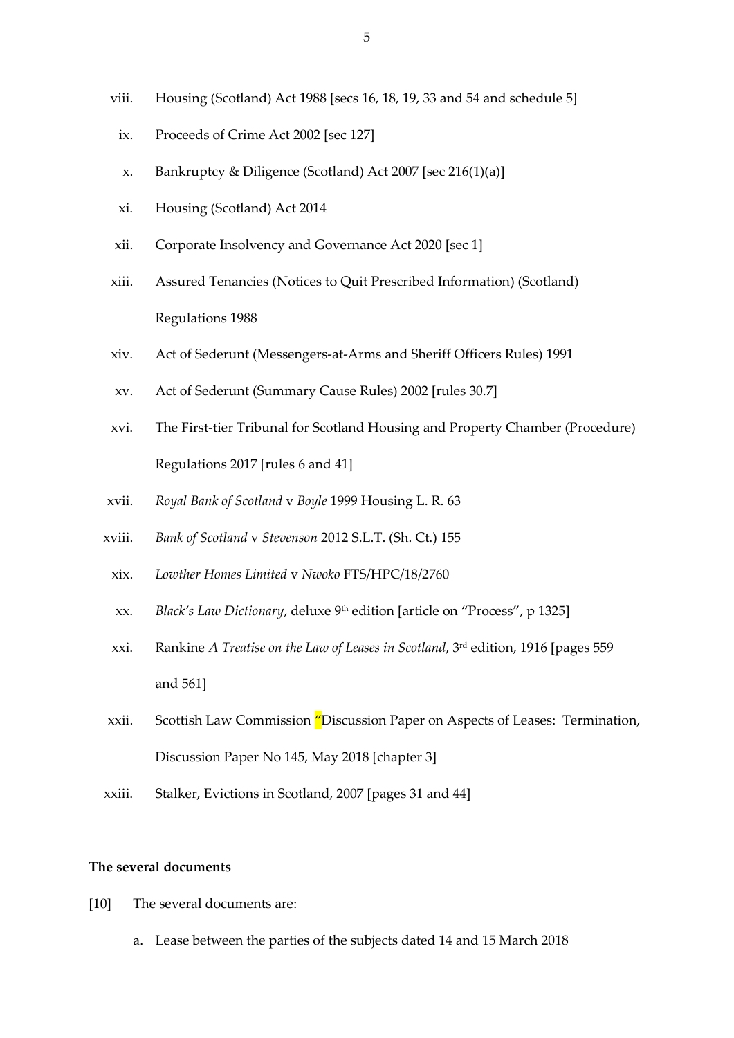viii. Housing (Scotland) Act 1988 [secs 16, 18, 19, 33 and 54 and schedule 5]

ix. Proceeds of Crime Act 2002 [sec 127]

x. Bankruptcy & Diligence (Scotland) Act 2007 [sec 216(1)(a)]

xi. Housing (Scotland) Act 2014

xii. Corporate Insolvency and Governance Act 2020 [sec 1]

xiii. Assured Tenancies (Notices to Quit Prescribed Information) (Scotland) Regulations 1988

xiv. Act of Sederunt (Messengers-at-Arms and Sheriff Officers Rules) 1991

xv. Act of Sederunt (Summary Cause Rules) 2002 [rules 30.7]

xvi. The First-tier Tribunal for Scotland Housing and Property Chamber (Procedure) Regulations 2017 [rules 6 and 41]

xvii. *Royal Bank of Scotland* v *Boyle* 1999 Housing L. R. 63

xviii. *Bank of Scotland* v *Stevenson* 2012 S.L.T. (Sh. Ct.) 155

xix. *Lowther Homes Limited* v *Nwoko* FTS/HPC/18/2760

xx. *Black's Law Dictionary*, deluxe 9th edition [article on "Process", p 1325]

xxi. Rankine *A Treatise on the Law of Leases in Scotland*, 3rd edition, 1916 [pages 559 and 561]

xxii. Scottish Law Commission "Discussion Paper on Aspects of Leases: Termination, Discussion Paper No 145, May 2018 [chapter 3]

xxiii. Stalker, Evictions in Scotland, 2007 [pages 31 and 44]

**The several documents**

[10] The several documents are:

a. Lease between the parties of the subjects dated 14 and 15 March 2018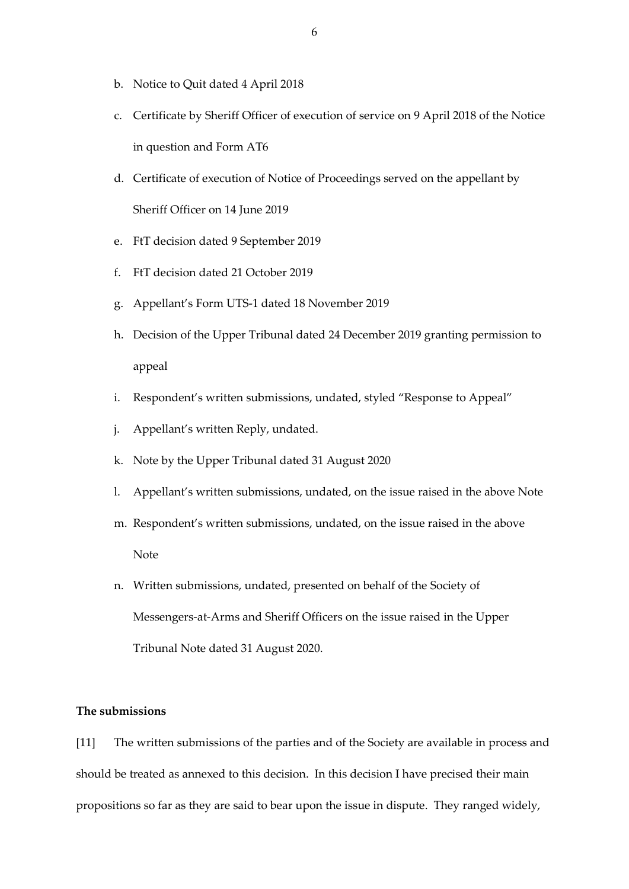b. Notice to Quit dated 4 April 2018
c. Certificate by Sheriff Officer of execution of service on 9 April 2018 of the Notice in question and Form AT6
d. Certificate of execution of Notice of Proceedings served on the appellant by Sheriff Officer on 14 June 2019
e. FtT decision dated 9 September 2019
f. FtT decision dated 21 October 2019
g. Appellant's Form UTS-1 dated 18 November 2019
h. Decision of the Upper Tribunal dated 24 December 2019 granting permission to appeal
i. Respondent's written submissions, undated, styled "Response to Appeal"
j. Appellant's written Reply, undated.
k. Note by the Upper Tribunal dated 31 August 2020
l. Appellant's written submissions, undated, on the issue raised in the above Note
m. Respondent's written submissions, undated, on the issue raised in the above Note
n. Written submissions, undated, presented on behalf of the Society of Messengers-at-Arms and Sheriff Officers on the issue raised in the Upper Tribunal Note dated 31 August 2020.

**The submissions**

[11] The written submissions of the parties and of the Society are available in process and should be treated as annexed to this decision. In this decision I have precised their main propositions so far as they are said to bear upon the issue in dispute. They ranged widely,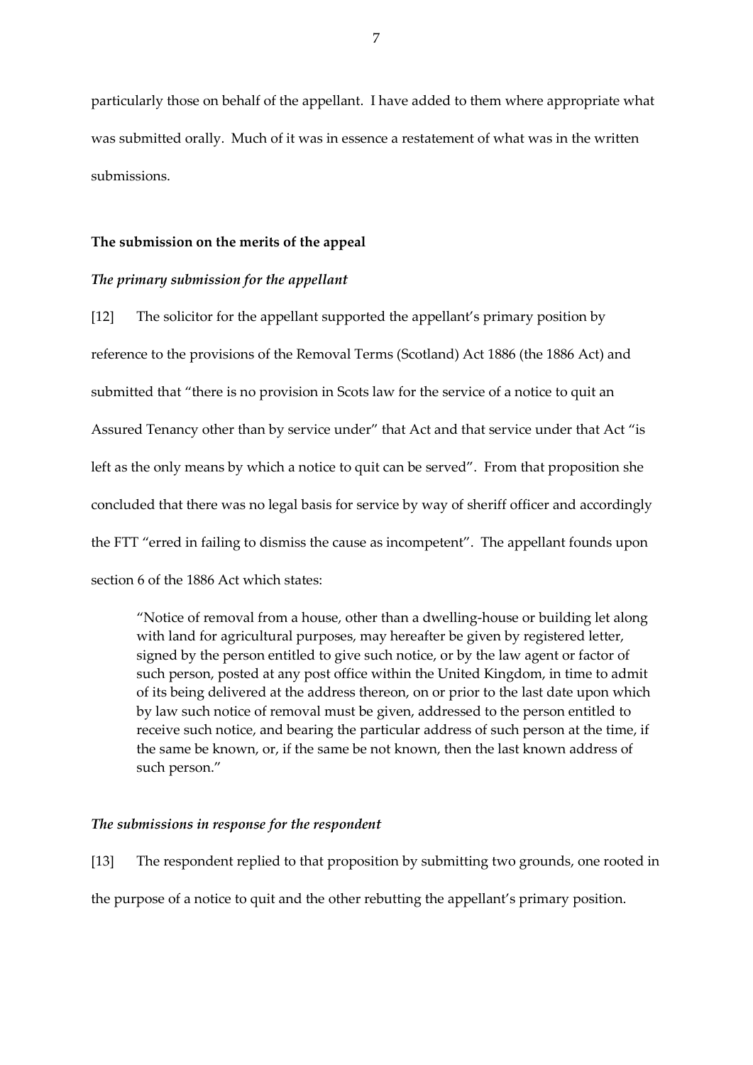particularly those on behalf of the appellant. I have added to them where appropriate what was submitted orally. Much of it was in essence a restatement of what was in the written submissions.

## The submission on the merits of the appeal

### *The primary submission for the appellant*

[12] The solicitor for the appellant supported the appellant's primary position by reference to the provisions of the Removal Terms (Scotland) Act 1886 (the 1886 Act) and submitted that "there is no provision in Scots law for the service of a notice to quit an Assured Tenancy other than by service under" that Act and that service under that Act "is left as the only means by which a notice to quit can be served". From that proposition she concluded that there was no legal basis for service by way of sheriff officer and accordingly the FTT "erred in failing to dismiss the cause as incompetent". The appellant founds upon section 6 of the 1886 Act which states:

> "Notice of removal from a house, other than a dwelling-house or building let along with land for agricultural purposes, may hereafter be given by registered letter, signed by the person entitled to give such notice, or by the law agent or factor of such person, posted at any post office within the United Kingdom, in time to admit of its being delivered at the address thereon, on or prior to the last date upon which by law such notice of removal must be given, addressed to the person entitled to receive such notice, and bearing the particular address of such person at the time, if the same be known, or, if the same be not known, then the last known address of such person."

### *The submissions in response for the respondent*

[13] The respondent replied to that proposition by submitting two grounds, one rooted in the purpose of a notice to quit and the other rebutting the appellant's primary position.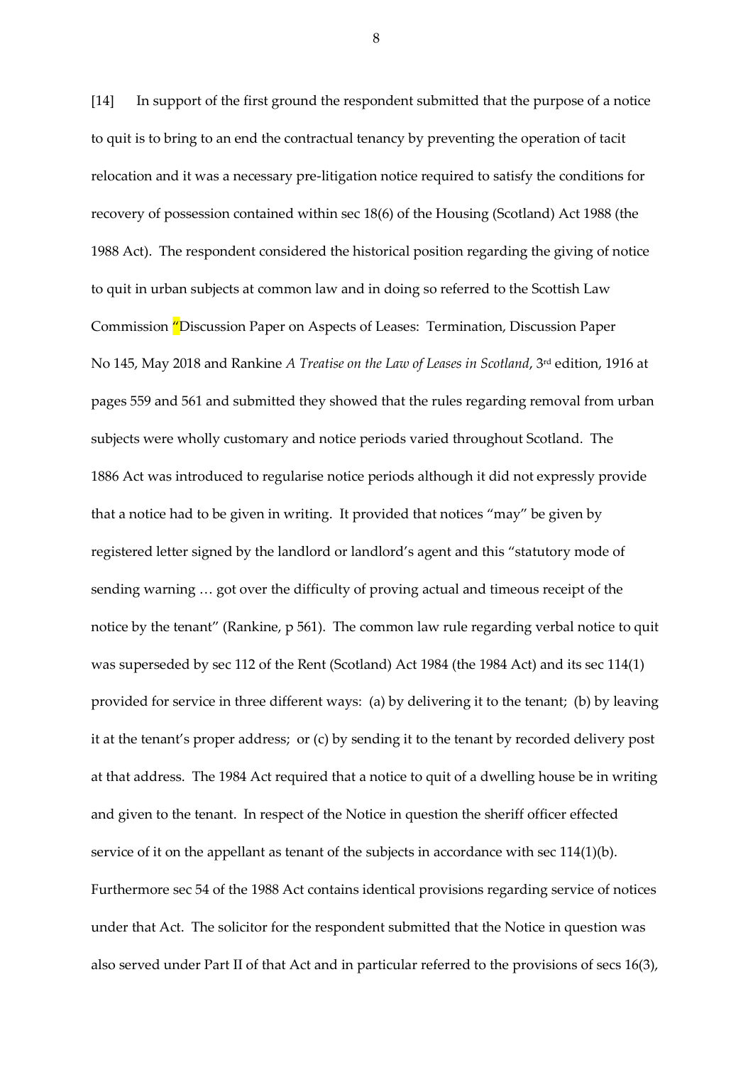[14] In support of the first ground the respondent submitted that the purpose of a notice to quit is to bring to an end the contractual tenancy by preventing the operation of tacit relocation and it was a necessary pre-litigation notice required to satisfy the conditions for recovery of possession contained within sec 18(6) of the Housing (Scotland) Act 1988 (the 1988 Act). The respondent considered the historical position regarding the giving of notice to quit in urban subjects at common law and in doing so referred to the Scottish Law Commission "Discussion Paper on Aspects of Leases: Termination, Discussion Paper No 145, May 2018 and Rankine *A Treatise on the Law of Leases in Scotland*, 3rd edition, 1916 at pages 559 and 561 and submitted they showed that the rules regarding removal from urban subjects were wholly customary and notice periods varied throughout Scotland. The 1886 Act was introduced to regularise notice periods although it did not expressly provide that a notice had to be given in writing. It provided that notices "may" be given by registered letter signed by the landlord or landlord's agent and this "statutory mode of sending warning … got over the difficulty of proving actual and timeous receipt of the notice by the tenant" (Rankine, p 561). The common law rule regarding verbal notice to quit was superseded by sec 112 of the Rent (Scotland) Act 1984 (the 1984 Act) and its sec 114(1) provided for service in three different ways: (a) by delivering it to the tenant; (b) by leaving it at the tenant's proper address; or (c) by sending it to the tenant by recorded delivery post at that address. The 1984 Act required that a notice to quit of a dwelling house be in writing and given to the tenant. In respect of the Notice in question the sheriff officer effected service of it on the appellant as tenant of the subjects in accordance with sec 114(1)(b). Furthermore sec 54 of the 1988 Act contains identical provisions regarding service of notices under that Act. The solicitor for the respondent submitted that the Notice in question was also served under Part II of that Act and in particular referred to the provisions of secs 16(3),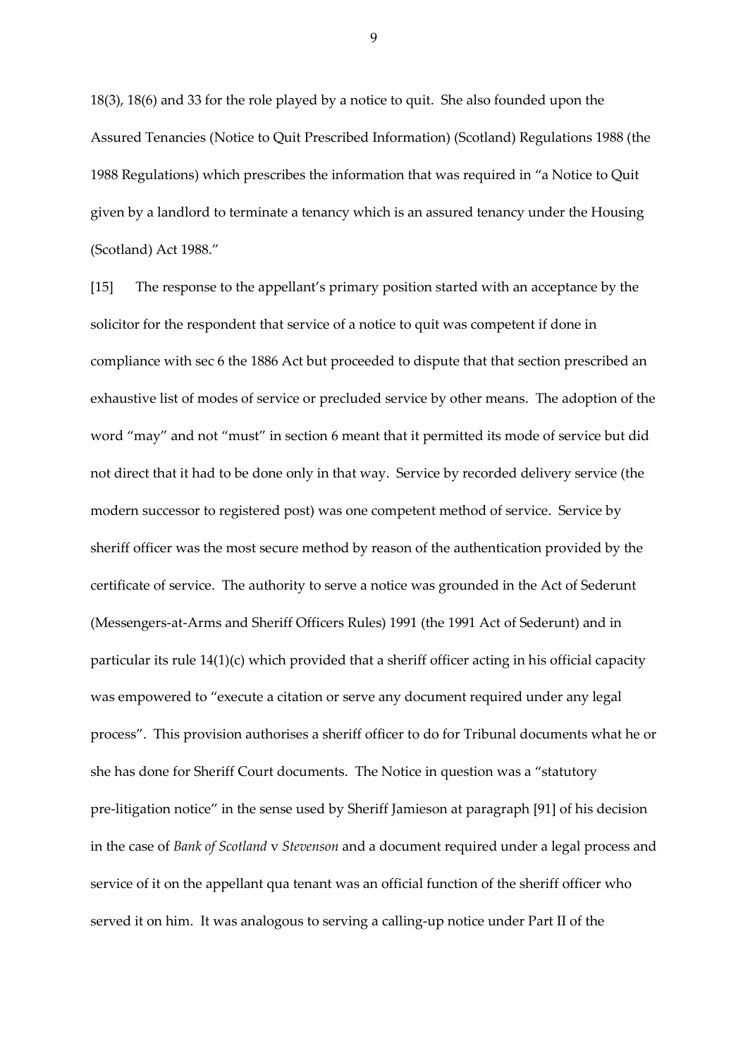18(3), 18(6) and 33 for the role played by a notice to quit. She also founded upon the Assured Tenancies (Notice to Quit Prescribed Information) (Scotland) Regulations 1988 (the 1988 Regulations) which prescribes the information that was required in "a Notice to Quit given by a landlord to terminate a tenancy which is an assured tenancy under the Housing (Scotland) Act 1988."

[15] The response to the appellant's primary position started with an acceptance by the solicitor for the respondent that service of a notice to quit was competent if done in compliance with sec 6 the 1886 Act but proceeded to dispute that that section prescribed an exhaustive list of modes of service or precluded service by other means. The adoption of the word "may" and not "must" in section 6 meant that it permitted its mode of service but did not direct that it had to be done only in that way. Service by recorded delivery service (the modern successor to registered post) was one competent method of service. Service by sheriff officer was the most secure method by reason of the authentication provided by the certificate of service. The authority to serve a notice was grounded in the Act of Sederunt (Messengers-at-Arms and Sheriff Officers Rules) 1991 (the 1991 Act of Sederunt) and in particular its rule 14(1)(c) which provided that a sheriff officer acting in his official capacity was empowered to "execute a citation or serve any document required under any legal process". This provision authorises a sheriff officer to do for Tribunal documents what he or she has done for Sheriff Court documents. The Notice in question was a "statutory pre-litigation notice" in the sense used by Sheriff Jamieson at paragraph [91] of his decision in the case of *Bank of Scotland* v *Stevenson* and a document required under a legal process and service of it on the appellant qua tenant was an official function of the sheriff officer who served it on him. It was analogous to serving a calling-up notice under Part II of the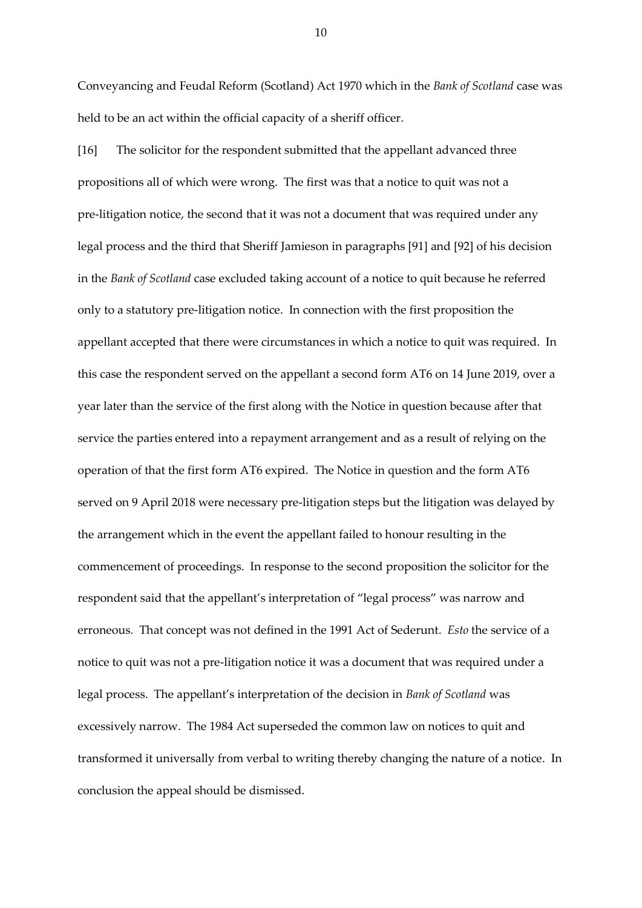Conveyancing and Feudal Reform (Scotland) Act 1970 which in the *Bank of Scotland* case was held to be an act within the official capacity of a sheriff officer.

[16] The solicitor for the respondent submitted that the appellant advanced three propositions all of which were wrong. The first was that a notice to quit was not a pre-litigation notice, the second that it was not a document that was required under any legal process and the third that Sheriff Jamieson in paragraphs [91] and [92] of his decision in the *Bank of Scotland* case excluded taking account of a notice to quit because he referred only to a statutory pre-litigation notice. In connection with the first proposition the appellant accepted that there were circumstances in which a notice to quit was required. In this case the respondent served on the appellant a second form AT6 on 14 June 2019, over a year later than the service of the first along with the Notice in question because after that service the parties entered into a repayment arrangement and as a result of relying on the operation of that the first form AT6 expired. The Notice in question and the form AT6 served on 9 April 2018 were necessary pre-litigation steps but the litigation was delayed by the arrangement which in the event the appellant failed to honour resulting in the commencement of proceedings. In response to the second proposition the solicitor for the respondent said that the appellant's interpretation of "legal process" was narrow and erroneous. That concept was not defined in the 1991 Act of Sederunt. *Esto* the service of a notice to quit was not a pre-litigation notice it was a document that was required under a legal process. The appellant's interpretation of the decision in *Bank of Scotland* was excessively narrow. The 1984 Act superseded the common law on notices to quit and transformed it universally from verbal to writing thereby changing the nature of a notice. In conclusion the appeal should be dismissed.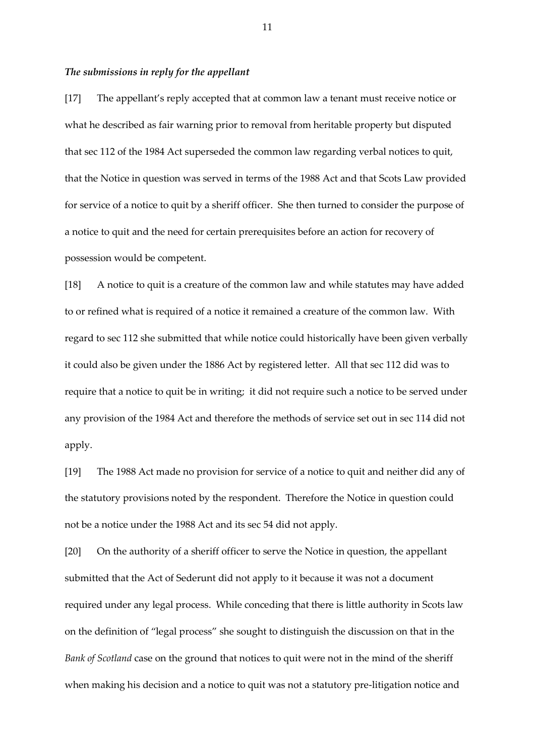***The submissions in reply for the appellant***

[17] The appellant's reply accepted that at common law a tenant must receive notice or what he described as fair warning prior to removal from heritable property but disputed that sec 112 of the 1984 Act superseded the common law regarding verbal notices to quit, that the Notice in question was served in terms of the 1988 Act and that Scots Law provided for service of a notice to quit by a sheriff officer. She then turned to consider the purpose of a notice to quit and the need for certain prerequisites before an action for recovery of possession would be competent.

[18] A notice to quit is a creature of the common law and while statutes may have added to or refined what is required of a notice it remained a creature of the common law. With regard to sec 112 she submitted that while notice could historically have been given verbally it could also be given under the 1886 Act by registered letter. All that sec 112 did was to require that a notice to quit be in writing; it did not require such a notice to be served under any provision of the 1984 Act and therefore the methods of service set out in sec 114 did not apply.

[19] The 1988 Act made no provision for service of a notice to quit and neither did any of the statutory provisions noted by the respondent. Therefore the Notice in question could not be a notice under the 1988 Act and its sec 54 did not apply.

[20] On the authority of a sheriff officer to serve the Notice in question, the appellant submitted that the Act of Sederunt did not apply to it because it was not a document required under any legal process. While conceding that there is little authority in Scots law on the definition of "legal process" she sought to distinguish the discussion on that in the *Bank of Scotland* case on the ground that notices to quit were not in the mind of the sheriff when making his decision and a notice to quit was not a statutory pre-litigation notice and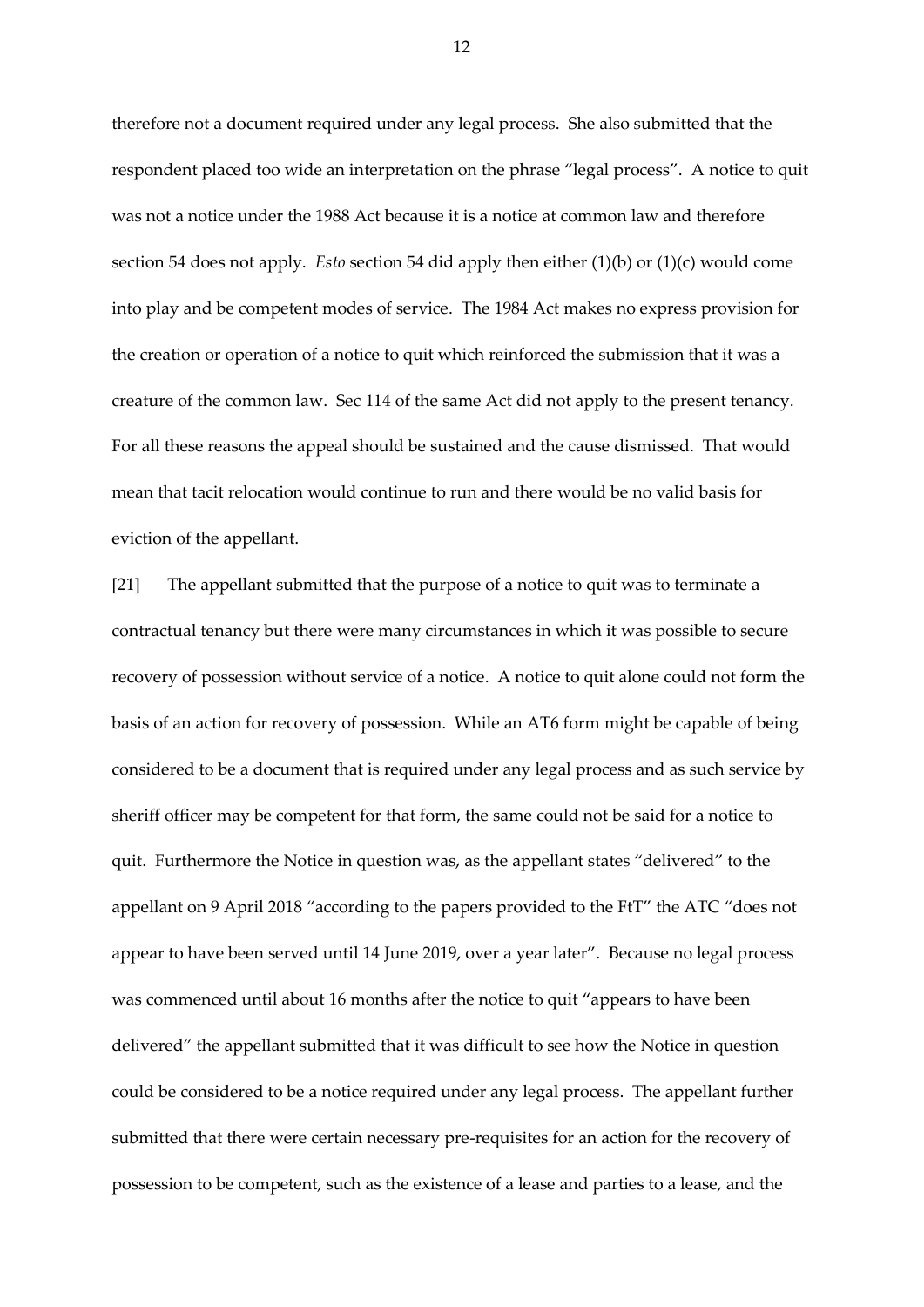therefore not a document required under any legal process. She also submitted that the respondent placed too wide an interpretation on the phrase "legal process". A notice to quit was not a notice under the 1988 Act because it is a notice at common law and therefore section 54 does not apply. *Esto* section 54 did apply then either (1)(b) or (1)(c) would come into play and be competent modes of service. The 1984 Act makes no express provision for the creation or operation of a notice to quit which reinforced the submission that it was a creature of the common law. Sec 114 of the same Act did not apply to the present tenancy. For all these reasons the appeal should be sustained and the cause dismissed. That would mean that tacit relocation would continue to run and there would be no valid basis for eviction of the appellant.

[21] The appellant submitted that the purpose of a notice to quit was to terminate a contractual tenancy but there were many circumstances in which it was possible to secure recovery of possession without service of a notice. A notice to quit alone could not form the basis of an action for recovery of possession. While an AT6 form might be capable of being considered to be a document that is required under any legal process and as such service by sheriff officer may be competent for that form, the same could not be said for a notice to quit. Furthermore the Notice in question was, as the appellant states "delivered" to the appellant on 9 April 2018 "according to the papers provided to the FtT" the ATC "does not appear to have been served until 14 June 2019, over a year later". Because no legal process was commenced until about 16 months after the notice to quit "appears to have been delivered" the appellant submitted that it was difficult to see how the Notice in question could be considered to be a notice required under any legal process. The appellant further submitted that there were certain necessary pre-requisites for an action for the recovery of possession to be competent, such as the existence of a lease and parties to a lease, and the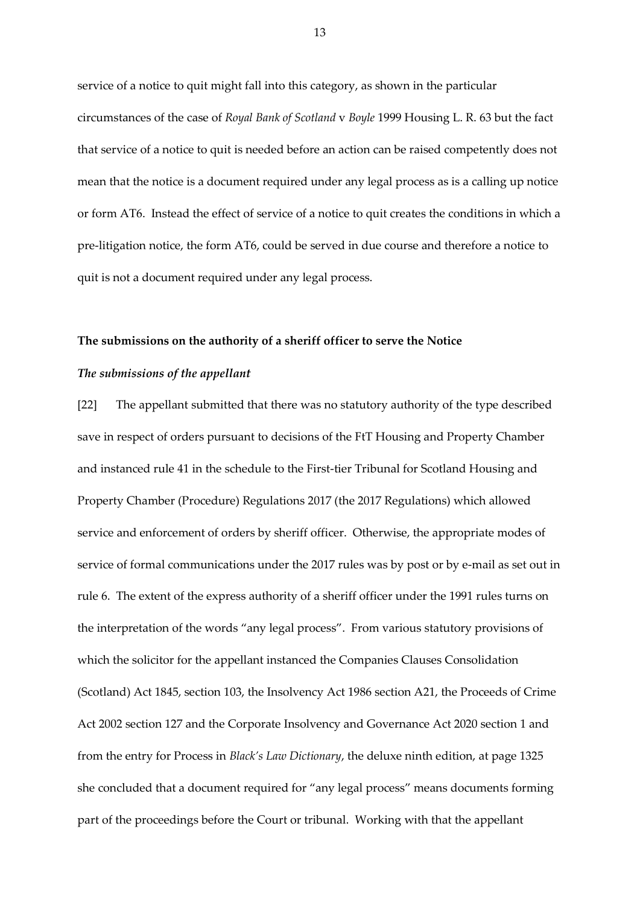service of a notice to quit might fall into this category, as shown in the particular circumstances of the case of *Royal Bank of Scotland* v *Boyle* 1999 Housing L. R. 63 but the fact that service of a notice to quit is needed before an action can be raised competently does not mean that the notice is a document required under any legal process as is a calling up notice or form AT6. Instead the effect of service of a notice to quit creates the conditions in which a pre-litigation notice, the form AT6, could be served in due course and therefore a notice to quit is not a document required under any legal process.

**The submissions on the authority of a sheriff officer to serve the Notice**

***The submissions of the appellant***

[22] The appellant submitted that there was no statutory authority of the type described save in respect of orders pursuant to decisions of the FtT Housing and Property Chamber and instanced rule 41 in the schedule to the First-tier Tribunal for Scotland Housing and Property Chamber (Procedure) Regulations 2017 (the 2017 Regulations) which allowed service and enforcement of orders by sheriff officer. Otherwise, the appropriate modes of service of formal communications under the 2017 rules was by post or by e-mail as set out in rule 6. The extent of the express authority of a sheriff officer under the 1991 rules turns on the interpretation of the words "any legal process". From various statutory provisions of which the solicitor for the appellant instanced the Companies Clauses Consolidation (Scotland) Act 1845, section 103, the Insolvency Act 1986 section A21, the Proceeds of Crime Act 2002 section 127 and the Corporate Insolvency and Governance Act 2020 section 1 and from the entry for Process in *Black's Law Dictionary*, the deluxe ninth edition, at page 1325 she concluded that a document required for "any legal process" means documents forming part of the proceedings before the Court or tribunal. Working with that the appellant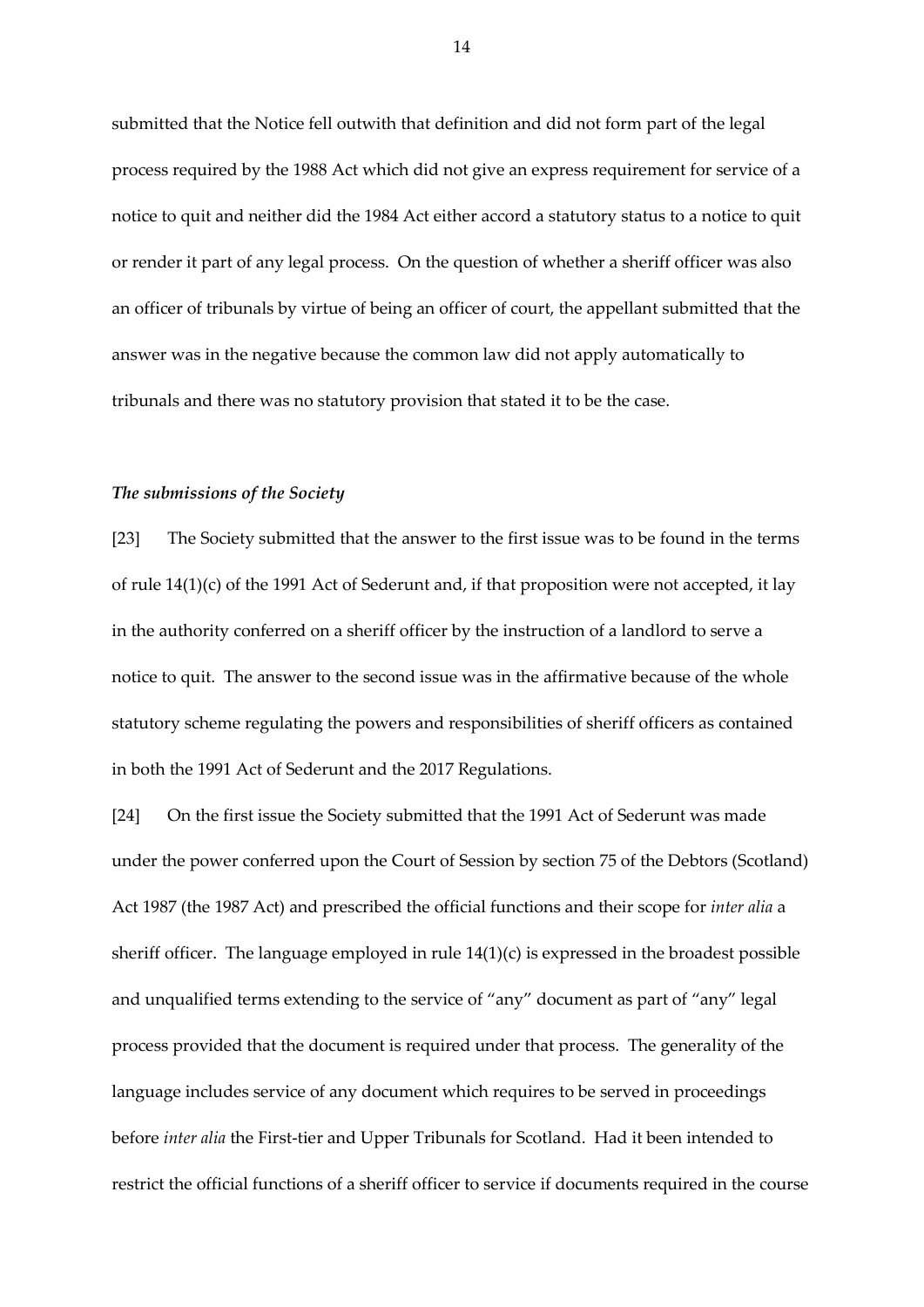submitted that the Notice fell outwith that definition and did not form part of the legal process required by the 1988 Act which did not give an express requirement for service of a notice to quit and neither did the 1984 Act either accord a statutory status to a notice to quit or render it part of any legal process. On the question of whether a sheriff officer was also an officer of tribunals by virtue of being an officer of court, the appellant submitted that the answer was in the negative because the common law did not apply automatically to tribunals and there was no statutory provision that stated it to be the case.

***The submissions of the Society***

[23] The Society submitted that the answer to the first issue was to be found in the terms of rule 14(1)(c) of the 1991 Act of Sederunt and, if that proposition were not accepted, it lay in the authority conferred on a sheriff officer by the instruction of a landlord to serve a notice to quit. The answer to the second issue was in the affirmative because of the whole statutory scheme regulating the powers and responsibilities of sheriff officers as contained in both the 1991 Act of Sederunt and the 2017 Regulations.

[24] On the first issue the Society submitted that the 1991 Act of Sederunt was made under the power conferred upon the Court of Session by section 75 of the Debtors (Scotland) Act 1987 (the 1987 Act) and prescribed the official functions and their scope for *inter alia* a sheriff officer. The language employed in rule 14(1)(c) is expressed in the broadest possible and unqualified terms extending to the service of "any" document as part of "any" legal process provided that the document is required under that process. The generality of the language includes service of any document which requires to be served in proceedings before *inter alia* the First-tier and Upper Tribunals for Scotland. Had it been intended to restrict the official functions of a sheriff officer to service if documents required in the course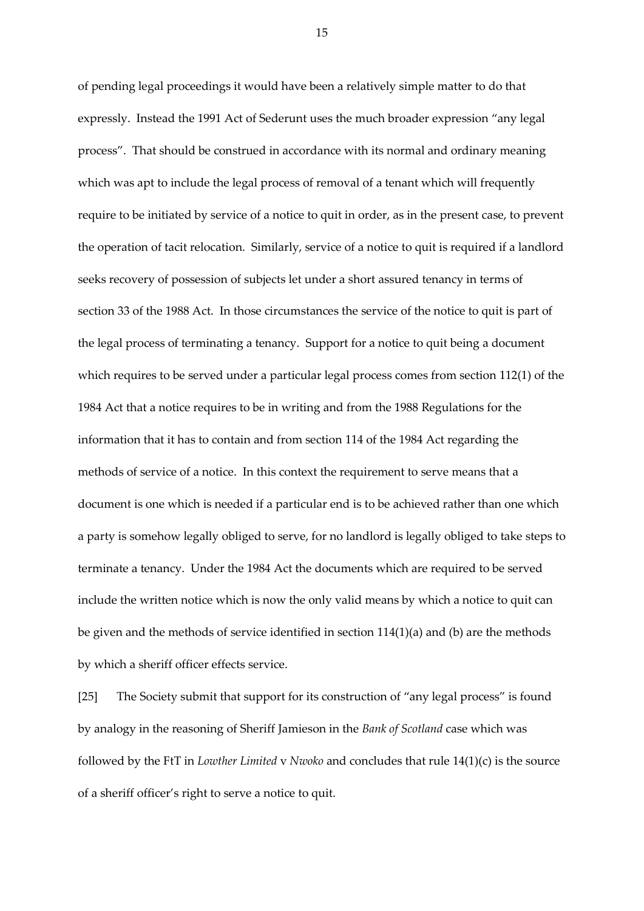of pending legal proceedings it would have been a relatively simple matter to do that expressly. Instead the 1991 Act of Sederunt uses the much broader expression "any legal process". That should be construed in accordance with its normal and ordinary meaning which was apt to include the legal process of removal of a tenant which will frequently require to be initiated by service of a notice to quit in order, as in the present case, to prevent the operation of tacit relocation. Similarly, service of a notice to quit is required if a landlord seeks recovery of possession of subjects let under a short assured tenancy in terms of section 33 of the 1988 Act. In those circumstances the service of the notice to quit is part of the legal process of terminating a tenancy. Support for a notice to quit being a document which requires to be served under a particular legal process comes from section 112(1) of the 1984 Act that a notice requires to be in writing and from the 1988 Regulations for the information that it has to contain and from section 114 of the 1984 Act regarding the methods of service of a notice. In this context the requirement to serve means that a document is one which is needed if a particular end is to be achieved rather than one which a party is somehow legally obliged to serve, for no landlord is legally obliged to take steps to terminate a tenancy. Under the 1984 Act the documents which are required to be served include the written notice which is now the only valid means by which a notice to quit can be given and the methods of service identified in section 114(1)(a) and (b) are the methods by which a sheriff officer effects service.

[25] The Society submit that support for its construction of "any legal process" is found by analogy in the reasoning of Sheriff Jamieson in the *Bank of Scotland* case which was followed by the FtT in *Lowther Limited* v *Nwoko* and concludes that rule 14(1)(c) is the source of a sheriff officer's right to serve a notice to quit.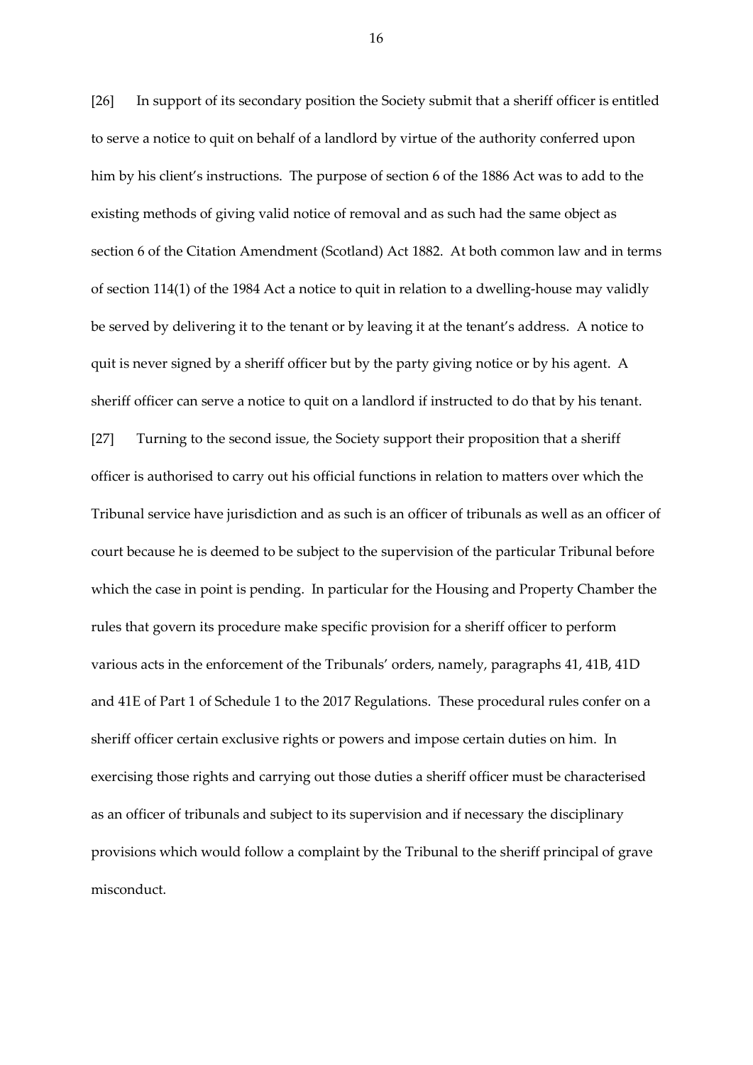[26] In support of its secondary position the Society submit that a sheriff officer is entitled to serve a notice to quit on behalf of a landlord by virtue of the authority conferred upon him by his client's instructions. The purpose of section 6 of the 1886 Act was to add to the existing methods of giving valid notice of removal and as such had the same object as section 6 of the Citation Amendment (Scotland) Act 1882. At both common law and in terms of section 114(1) of the 1984 Act a notice to quit in relation to a dwelling-house may validly be served by delivering it to the tenant or by leaving it at the tenant's address. A notice to quit is never signed by a sheriff officer but by the party giving notice or by his agent. A sheriff officer can serve a notice to quit on a landlord if instructed to do that by his tenant.

[27] Turning to the second issue, the Society support their proposition that a sheriff officer is authorised to carry out his official functions in relation to matters over which the Tribunal service have jurisdiction and as such is an officer of tribunals as well as an officer of court because he is deemed to be subject to the supervision of the particular Tribunal before which the case in point is pending. In particular for the Housing and Property Chamber the rules that govern its procedure make specific provision for a sheriff officer to perform various acts in the enforcement of the Tribunals' orders, namely, paragraphs 41, 41B, 41D and 41E of Part 1 of Schedule 1 to the 2017 Regulations. These procedural rules confer on a sheriff officer certain exclusive rights or powers and impose certain duties on him. In exercising those rights and carrying out those duties a sheriff officer must be characterised as an officer of tribunals and subject to its supervision and if necessary the disciplinary provisions which would follow a complaint by the Tribunal to the sheriff principal of grave misconduct.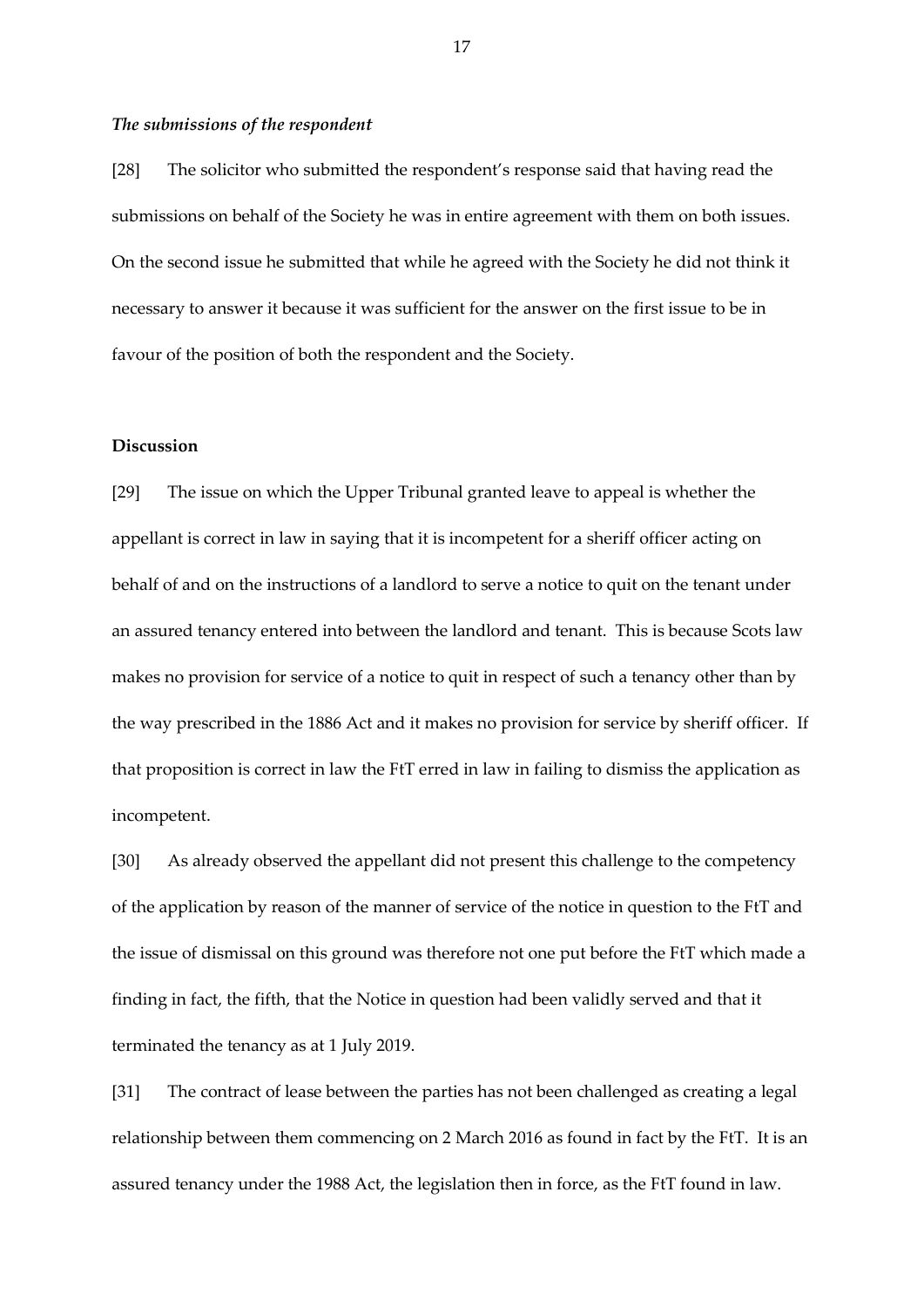### *The submissions of the respondent*

[28] The solicitor who submitted the respondent's response said that having read the submissions on behalf of the Society he was in entire agreement with them on both issues. On the second issue he submitted that while he agreed with the Society he did not think it necessary to answer it because it was sufficient for the answer on the first issue to be in favour of the position of both the respondent and the Society.

## Discussion

[29] The issue on which the Upper Tribunal granted leave to appeal is whether the appellant is correct in law in saying that it is incompetent for a sheriff officer acting on behalf of and on the instructions of a landlord to serve a notice to quit on the tenant under an assured tenancy entered into between the landlord and tenant. This is because Scots law makes no provision for service of a notice to quit in respect of such a tenancy other than by the way prescribed in the 1886 Act and it makes no provision for service by sheriff officer. If that proposition is correct in law the FtT erred in law in failing to dismiss the application as incompetent.

[30] As already observed the appellant did not present this challenge to the competency of the application by reason of the manner of service of the notice in question to the FtT and the issue of dismissal on this ground was therefore not one put before the FtT which made a finding in fact, the fifth, that the Notice in question had been validly served and that it terminated the tenancy as at 1 July 2019.

[31] The contract of lease between the parties has not been challenged as creating a legal relationship between them commencing on 2 March 2016 as found in fact by the FtT. It is an assured tenancy under the 1988 Act, the legislation then in force, as the FtT found in law.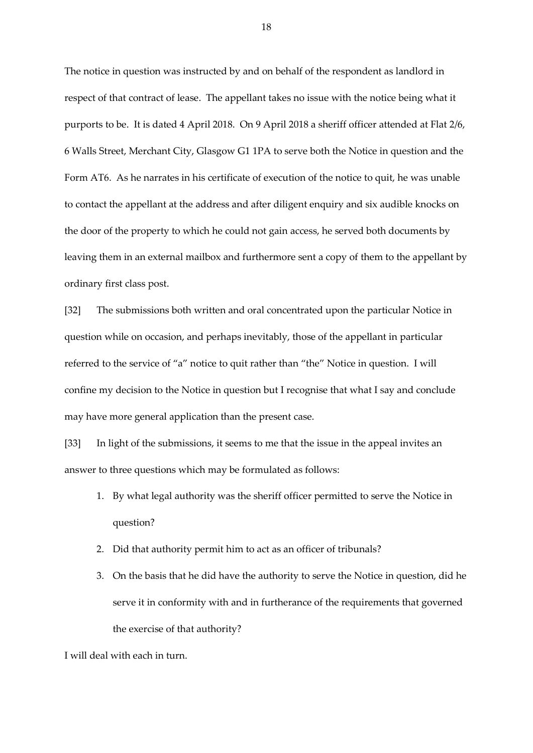The notice in question was instructed by and on behalf of the respondent as landlord in respect of that contract of lease. The appellant takes no issue with the notice being what it purports to be. It is dated 4 April 2018. On 9 April 2018 a sheriff officer attended at Flat 2/6, 6 Walls Street, Merchant City, Glasgow G1 1PA to serve both the Notice in question and the Form AT6. As he narrates in his certificate of execution of the notice to quit, he was unable to contact the appellant at the address and after diligent enquiry and six audible knocks on the door of the property to which he could not gain access, he served both documents by leaving them in an external mailbox and furthermore sent a copy of them to the appellant by ordinary first class post.

[32] The submissions both written and oral concentrated upon the particular Notice in question while on occasion, and perhaps inevitably, those of the appellant in particular referred to the service of "a" notice to quit rather than "the" Notice in question. I will confine my decision to the Notice in question but I recognise that what I say and conclude may have more general application than the present case.

[33] In light of the submissions, it seems to me that the issue in the appeal invites an answer to three questions which may be formulated as follows:

1. By what legal authority was the sheriff officer permitted to serve the Notice in question?
2. Did that authority permit him to act as an officer of tribunals?
3. On the basis that he did have the authority to serve the Notice in question, did he serve it in conformity with and in furtherance of the requirements that governed the exercise of that authority?

I will deal with each in turn.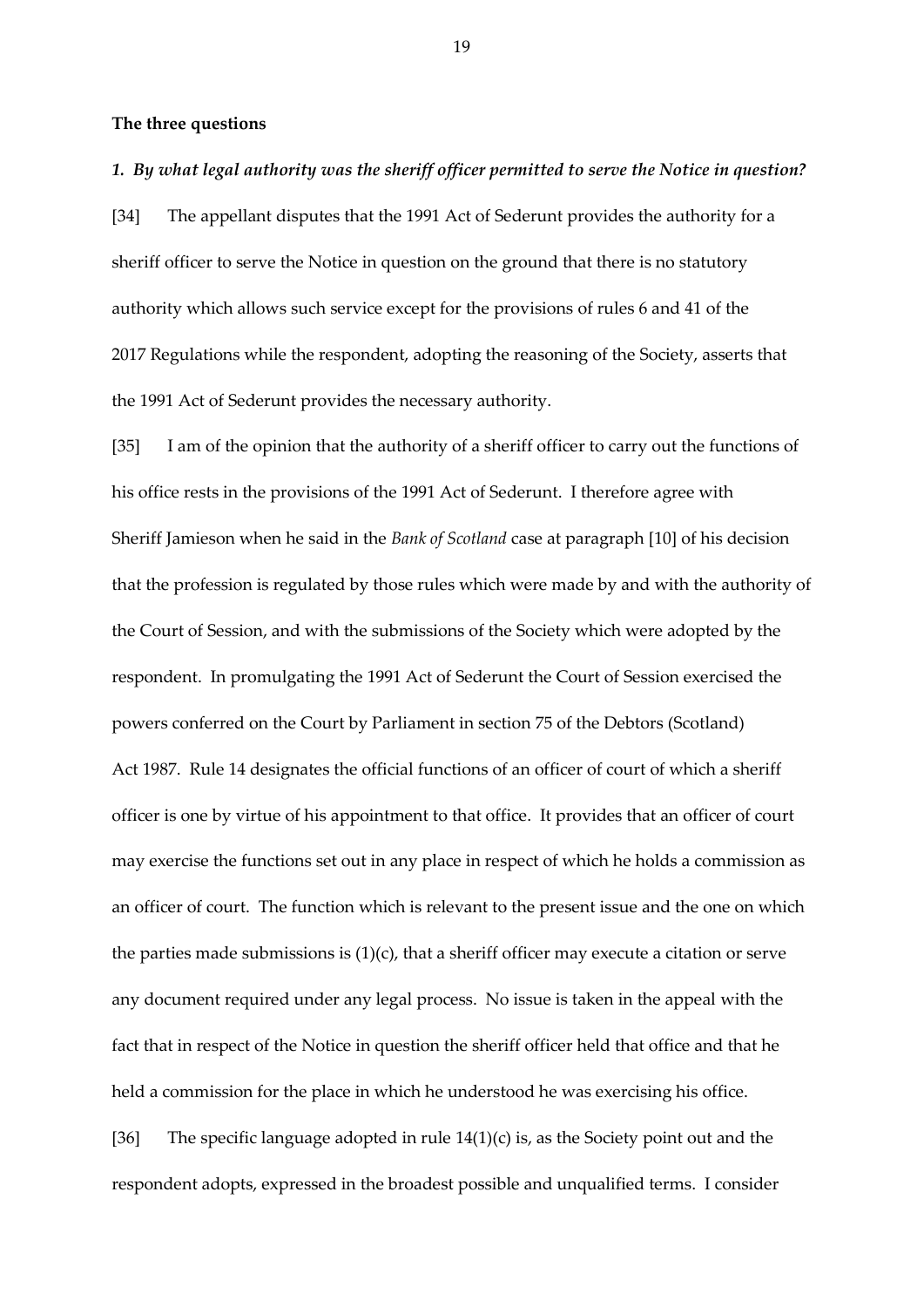**The three questions**

***1. By what legal authority was the sheriff officer permitted to serve the Notice in question?***

[34] The appellant disputes that the 1991 Act of Sederunt provides the authority for a sheriff officer to serve the Notice in question on the ground that there is no statutory authority which allows such service except for the provisions of rules 6 and 41 of the 2017 Regulations while the respondent, adopting the reasoning of the Society, asserts that the 1991 Act of Sederunt provides the necessary authority.

[35] I am of the opinion that the authority of a sheriff officer to carry out the functions of his office rests in the provisions of the 1991 Act of Sederunt. I therefore agree with Sheriff Jamieson when he said in the *Bank of Scotland* case at paragraph [10] of his decision that the profession is regulated by those rules which were made by and with the authority of the Court of Session, and with the submissions of the Society which were adopted by the respondent. In promulgating the 1991 Act of Sederunt the Court of Session exercised the powers conferred on the Court by Parliament in section 75 of the Debtors (Scotland) Act 1987. Rule 14 designates the official functions of an officer of court of which a sheriff officer is one by virtue of his appointment to that office. It provides that an officer of court may exercise the functions set out in any place in respect of which he holds a commission as an officer of court. The function which is relevant to the present issue and the one on which the parties made submissions is (1)(c), that a sheriff officer may execute a citation or serve any document required under any legal process. No issue is taken in the appeal with the fact that in respect of the Notice in question the sheriff officer held that office and that he held a commission for the place in which he understood he was exercising his office.

[36] The specific language adopted in rule 14(1)(c) is, as the Society point out and the respondent adopts, expressed in the broadest possible and unqualified terms. I consider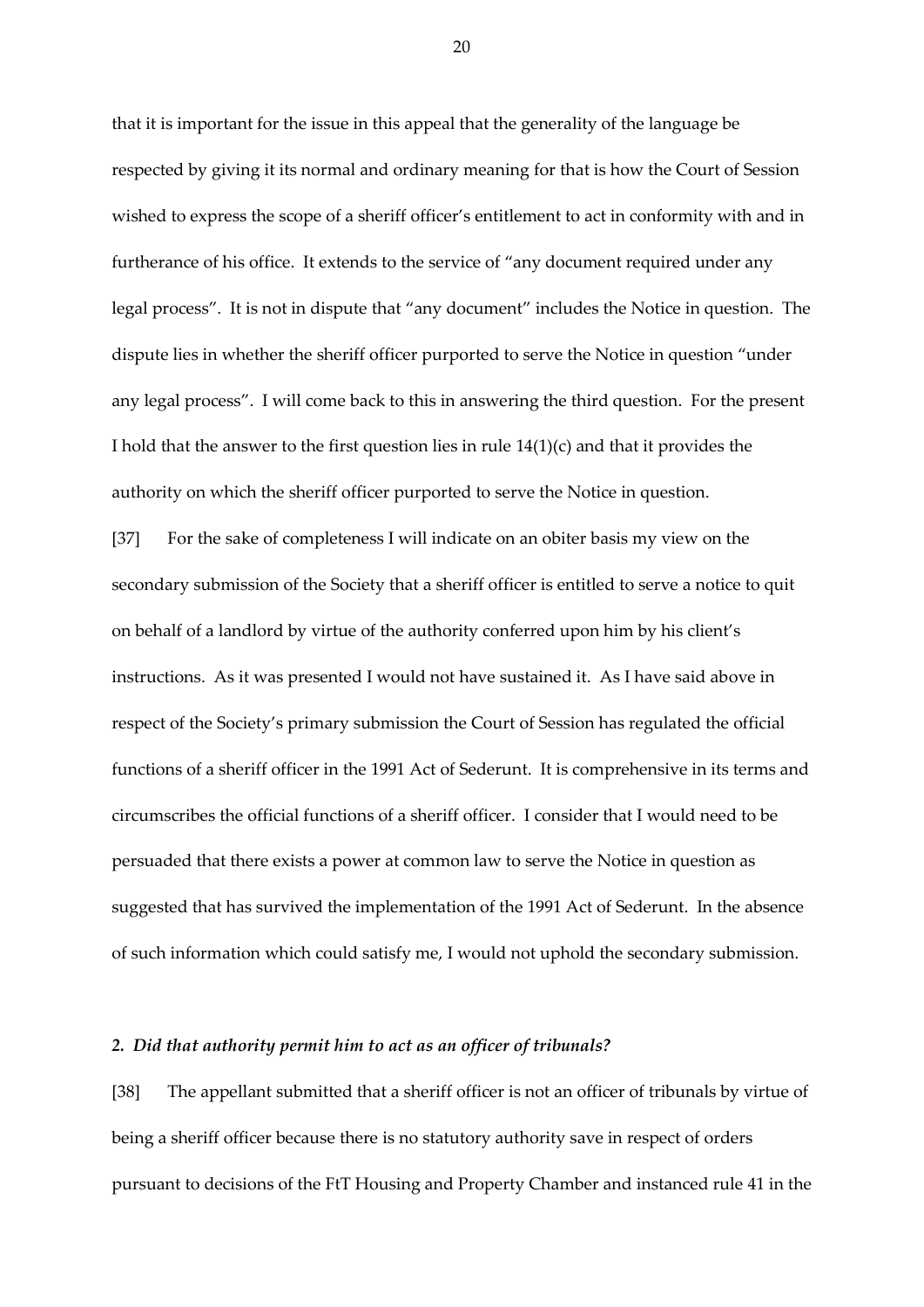that it is important for the issue in this appeal that the generality of the language be respected by giving it its normal and ordinary meaning for that is how the Court of Session wished to express the scope of a sheriff officer's entitlement to act in conformity with and in furtherance of his office. It extends to the service of "any document required under any legal process". It is not in dispute that "any document" includes the Notice in question. The dispute lies in whether the sheriff officer purported to serve the Notice in question "under any legal process". I will come back to this in answering the third question. For the present I hold that the answer to the first question lies in rule 14(1)(c) and that it provides the authority on which the sheriff officer purported to serve the Notice in question.

[37] For the sake of completeness I will indicate on an obiter basis my view on the secondary submission of the Society that a sheriff officer is entitled to serve a notice to quit on behalf of a landlord by virtue of the authority conferred upon him by his client's instructions. As it was presented I would not have sustained it. As I have said above in respect of the Society's primary submission the Court of Session has regulated the official functions of a sheriff officer in the 1991 Act of Sederunt. It is comprehensive in its terms and circumscribes the official functions of a sheriff officer. I consider that I would need to be persuaded that there exists a power at common law to serve the Notice in question as suggested that has survived the implementation of the 1991 Act of Sederunt. In the absence of such information which could satisfy me, I would not uphold the secondary submission.

### *2. Did that authority permit him to act as an officer of tribunals?*

[38] The appellant submitted that a sheriff officer is not an officer of tribunals by virtue of being a sheriff officer because there is no statutory authority save in respect of orders pursuant to decisions of the FtT Housing and Property Chamber and instanced rule 41 in the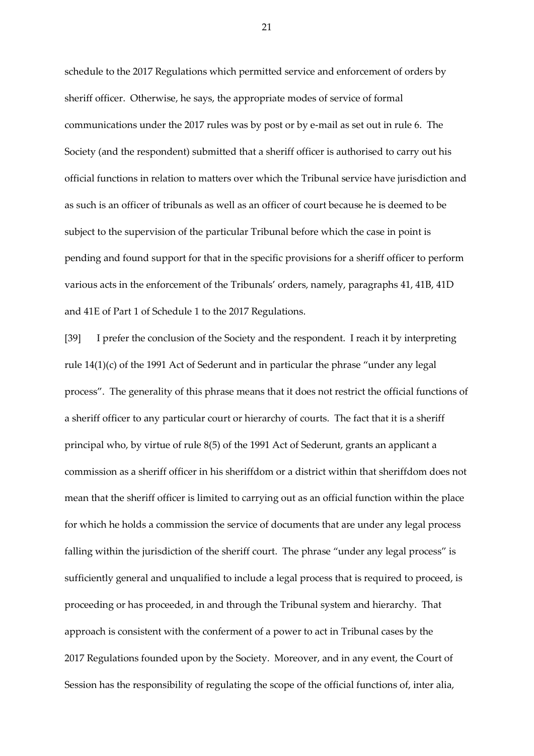schedule to the 2017 Regulations which permitted service and enforcement of orders by sheriff officer. Otherwise, he says, the appropriate modes of service of formal communications under the 2017 rules was by post or by e-mail as set out in rule 6. The Society (and the respondent) submitted that a sheriff officer is authorised to carry out his official functions in relation to matters over which the Tribunal service have jurisdiction and as such is an officer of tribunals as well as an officer of court because he is deemed to be subject to the supervision of the particular Tribunal before which the case in point is pending and found support for that in the specific provisions for a sheriff officer to perform various acts in the enforcement of the Tribunals' orders, namely, paragraphs 41, 41B, 41D and 41E of Part 1 of Schedule 1 to the 2017 Regulations.

[39] I prefer the conclusion of the Society and the respondent. I reach it by interpreting rule 14(1)(c) of the 1991 Act of Sederunt and in particular the phrase "under any legal process". The generality of this phrase means that it does not restrict the official functions of a sheriff officer to any particular court or hierarchy of courts. The fact that it is a sheriff principal who, by virtue of rule 8(5) of the 1991 Act of Sederunt, grants an applicant a commission as a sheriff officer in his sheriffdom or a district within that sheriffdom does not mean that the sheriff officer is limited to carrying out as an official function within the place for which he holds a commission the service of documents that are under any legal process falling within the jurisdiction of the sheriff court. The phrase "under any legal process" is sufficiently general and unqualified to include a legal process that is required to proceed, is proceeding or has proceeded, in and through the Tribunal system and hierarchy. That approach is consistent with the conferment of a power to act in Tribunal cases by the 2017 Regulations founded upon by the Society. Moreover, and in any event, the Court of Session has the responsibility of regulating the scope of the official functions of, inter alia,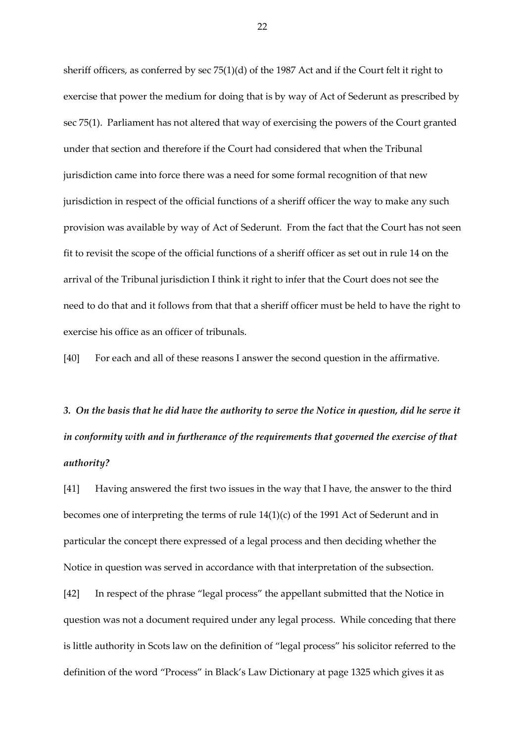sheriff officers, as conferred by sec 75(1)(d) of the 1987 Act and if the Court felt it right to exercise that power the medium for doing that is by way of Act of Sederunt as prescribed by sec 75(1). Parliament has not altered that way of exercising the powers of the Court granted under that section and therefore if the Court had considered that when the Tribunal jurisdiction came into force there was a need for some formal recognition of that new jurisdiction in respect of the official functions of a sheriff officer the way to make any such provision was available by way of Act of Sederunt. From the fact that the Court has not seen fit to revisit the scope of the official functions of a sheriff officer as set out in rule 14 on the arrival of the Tribunal jurisdiction I think it right to infer that the Court does not see the need to do that and it follows from that that a sheriff officer must be held to have the right to exercise his office as an officer of tribunals.

[40] For each and all of these reasons I answer the second question in the affirmative.

***3. On the basis that he did have the authority to serve the Notice in question, did he serve it in conformity with and in furtherance of the requirements that governed the exercise of that authority?***

[41] Having answered the first two issues in the way that I have, the answer to the third becomes one of interpreting the terms of rule 14(1)(c) of the 1991 Act of Sederunt and in particular the concept there expressed of a legal process and then deciding whether the Notice in question was served in accordance with that interpretation of the subsection.

[42] In respect of the phrase "legal process" the appellant submitted that the Notice in question was not a document required under any legal process. While conceding that there is little authority in Scots law on the definition of "legal process" his solicitor referred to the definition of the word "Process" in Black's Law Dictionary at page 1325 which gives it as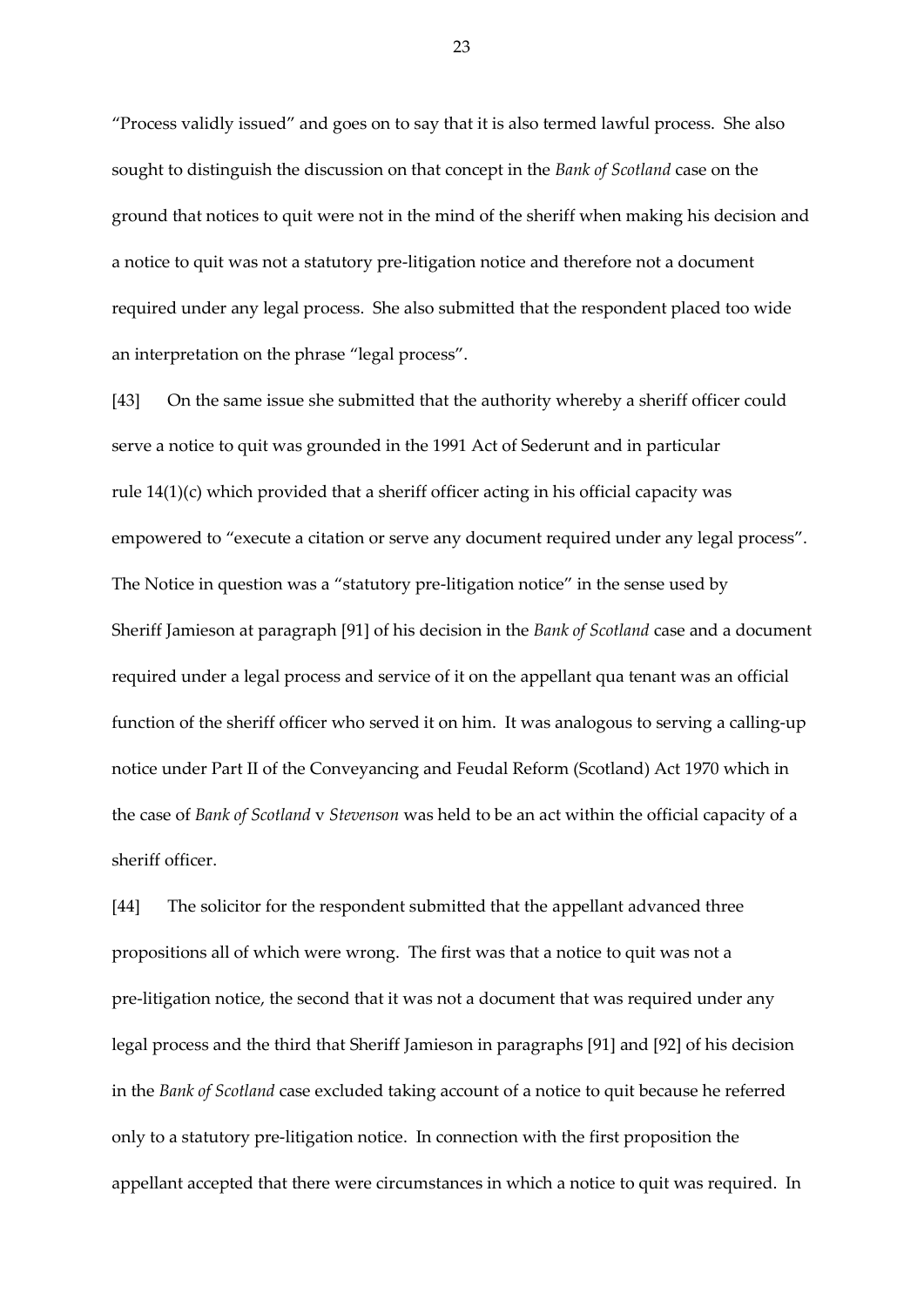"Process validly issued" and goes on to say that it is also termed lawful process. She also sought to distinguish the discussion on that concept in the *Bank of Scotland* case on the ground that notices to quit were not in the mind of the sheriff when making his decision and a notice to quit was not a statutory pre-litigation notice and therefore not a document required under any legal process. She also submitted that the respondent placed too wide an interpretation on the phrase "legal process".

[43] On the same issue she submitted that the authority whereby a sheriff officer could serve a notice to quit was grounded in the 1991 Act of Sederunt and in particular rule 14(1)(c) which provided that a sheriff officer acting in his official capacity was empowered to "execute a citation or serve any document required under any legal process". The Notice in question was a "statutory pre-litigation notice" in the sense used by Sheriff Jamieson at paragraph [91] of his decision in the *Bank of Scotland* case and a document required under a legal process and service of it on the appellant qua tenant was an official function of the sheriff officer who served it on him. It was analogous to serving a calling-up notice under Part II of the Conveyancing and Feudal Reform (Scotland) Act 1970 which in the case of *Bank of Scotland* v *Stevenson* was held to be an act within the official capacity of a sheriff officer.

[44] The solicitor for the respondent submitted that the appellant advanced three propositions all of which were wrong. The first was that a notice to quit was not a pre-litigation notice, the second that it was not a document that was required under any legal process and the third that Sheriff Jamieson in paragraphs [91] and [92] of his decision in the *Bank of Scotland* case excluded taking account of a notice to quit because he referred only to a statutory pre-litigation notice. In connection with the first proposition the appellant accepted that there were circumstances in which a notice to quit was required. In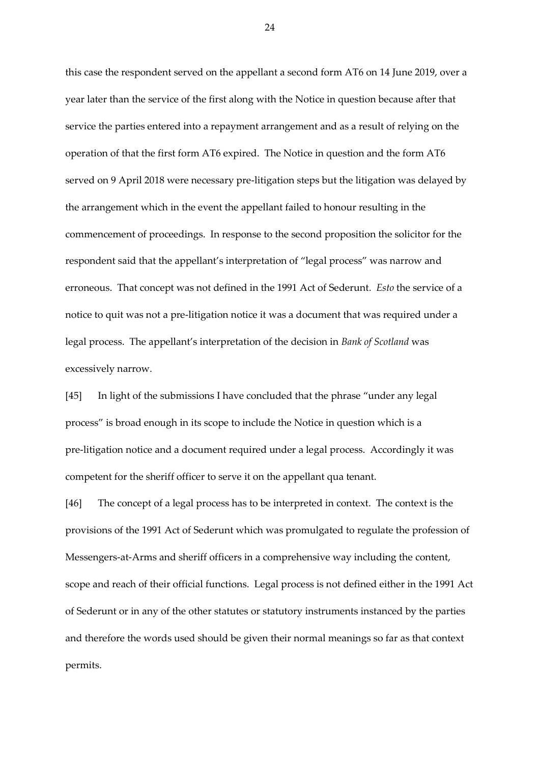this case the respondent served on the appellant a second form AT6 on 14 June 2019, over a year later than the service of the first along with the Notice in question because after that service the parties entered into a repayment arrangement and as a result of relying on the operation of that the first form AT6 expired. The Notice in question and the form AT6 served on 9 April 2018 were necessary pre-litigation steps but the litigation was delayed by the arrangement which in the event the appellant failed to honour resulting in the commencement of proceedings. In response to the second proposition the solicitor for the respondent said that the appellant's interpretation of "legal process" was narrow and erroneous. That concept was not defined in the 1991 Act of Sederunt. *Esto* the service of a notice to quit was not a pre-litigation notice it was a document that was required under a legal process. The appellant's interpretation of the decision in *Bank of Scotland* was excessively narrow.

[45] In light of the submissions I have concluded that the phrase "under any legal process" is broad enough in its scope to include the Notice in question which is a pre-litigation notice and a document required under a legal process. Accordingly it was competent for the sheriff officer to serve it on the appellant qua tenant.

[46] The concept of a legal process has to be interpreted in context. The context is the provisions of the 1991 Act of Sederunt which was promulgated to regulate the profession of Messengers-at-Arms and sheriff officers in a comprehensive way including the content, scope and reach of their official functions. Legal process is not defined either in the 1991 Act of Sederunt or in any of the other statutes or statutory instruments instanced by the parties and therefore the words used should be given their normal meanings so far as that context permits.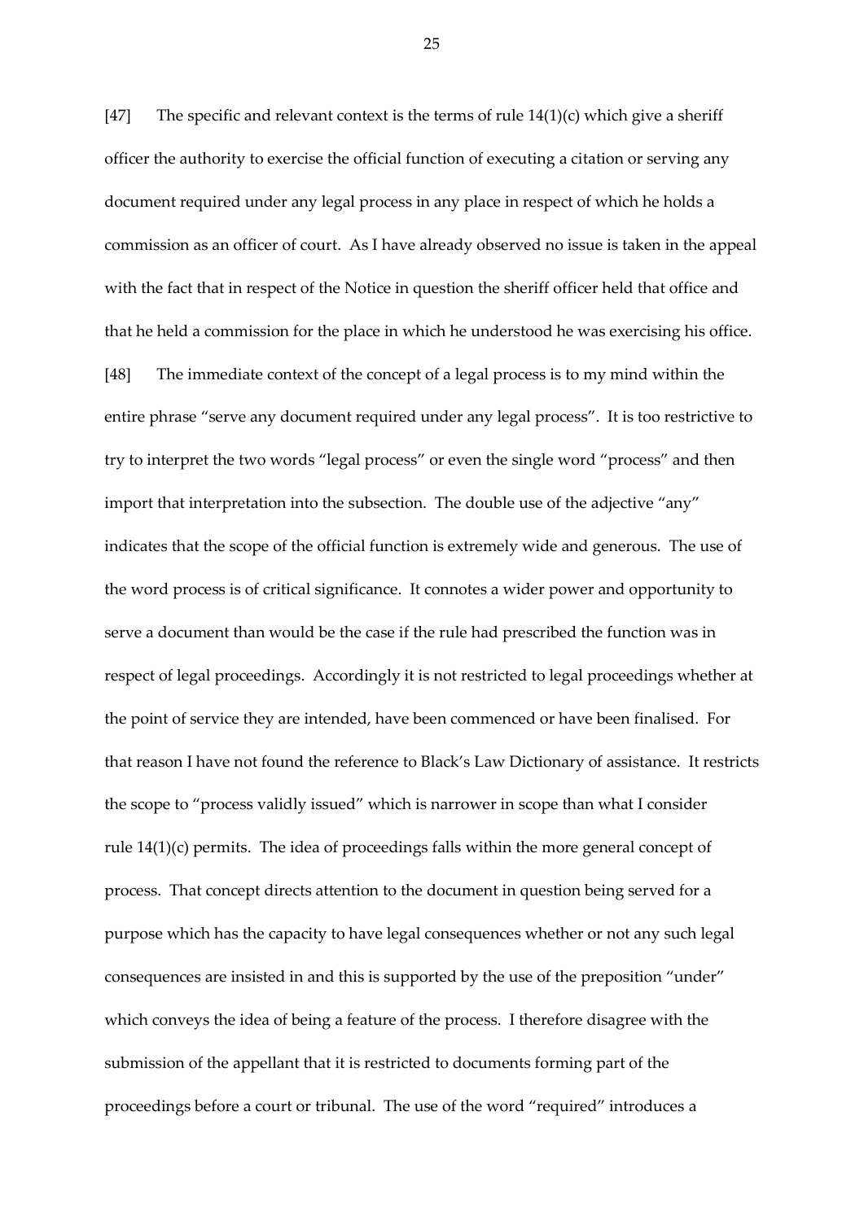[47] The specific and relevant context is the terms of rule 14(1)(c) which give a sheriff officer the authority to exercise the official function of executing a citation or serving any document required under any legal process in any place in respect of which he holds a commission as an officer of court. As I have already observed no issue is taken in the appeal with the fact that in respect of the Notice in question the sheriff officer held that office and that he held a commission for the place in which he understood he was exercising his office.

[48] The immediate context of the concept of a legal process is to my mind within the entire phrase "serve any document required under any legal process". It is too restrictive to try to interpret the two words "legal process" or even the single word "process" and then import that interpretation into the subsection. The double use of the adjective "any" indicates that the scope of the official function is extremely wide and generous. The use of the word process is of critical significance. It connotes a wider power and opportunity to serve a document than would be the case if the rule had prescribed the function was in respect of legal proceedings. Accordingly it is not restricted to legal proceedings whether at the point of service they are intended, have been commenced or have been finalised. For that reason I have not found the reference to Black's Law Dictionary of assistance. It restricts the scope to "process validly issued" which is narrower in scope than what I consider rule 14(1)(c) permits. The idea of proceedings falls within the more general concept of process. That concept directs attention to the document in question being served for a purpose which has the capacity to have legal consequences whether or not any such legal consequences are insisted in and this is supported by the use of the preposition "under" which conveys the idea of being a feature of the process. I therefore disagree with the submission of the appellant that it is restricted to documents forming part of the proceedings before a court or tribunal. The use of the word "required" introduces a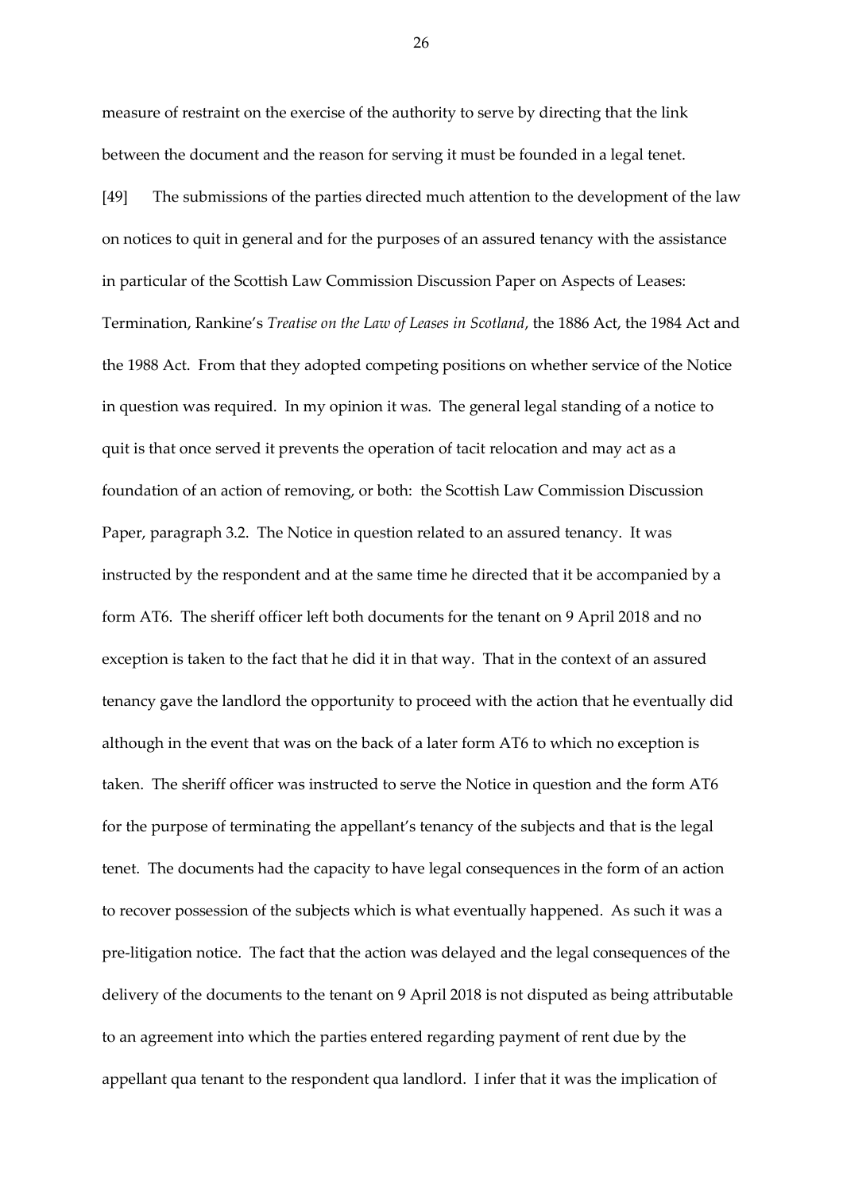measure of restraint on the exercise of the authority to serve by directing that the link between the document and the reason for serving it must be founded in a legal tenet.

[49] The submissions of the parties directed much attention to the development of the law on notices to quit in general and for the purposes of an assured tenancy with the assistance in particular of the Scottish Law Commission Discussion Paper on Aspects of Leases: Termination, Rankine's *Treatise on the Law of Leases in Scotland*, the 1886 Act, the 1984 Act and the 1988 Act. From that they adopted competing positions on whether service of the Notice in question was required. In my opinion it was. The general legal standing of a notice to quit is that once served it prevents the operation of tacit relocation and may act as a foundation of an action of removing, or both: the Scottish Law Commission Discussion Paper, paragraph 3.2. The Notice in question related to an assured tenancy. It was instructed by the respondent and at the same time he directed that it be accompanied by a form AT6. The sheriff officer left both documents for the tenant on 9 April 2018 and no exception is taken to the fact that he did it in that way. That in the context of an assured tenancy gave the landlord the opportunity to proceed with the action that he eventually did although in the event that was on the back of a later form AT6 to which no exception is taken. The sheriff officer was instructed to serve the Notice in question and the form AT6 for the purpose of terminating the appellant's tenancy of the subjects and that is the legal tenet. The documents had the capacity to have legal consequences in the form of an action to recover possession of the subjects which is what eventually happened. As such it was a pre-litigation notice. The fact that the action was delayed and the legal consequences of the delivery of the documents to the tenant on 9 April 2018 is not disputed as being attributable to an agreement into which the parties entered regarding payment of rent due by the appellant qua tenant to the respondent qua landlord. I infer that it was the implication of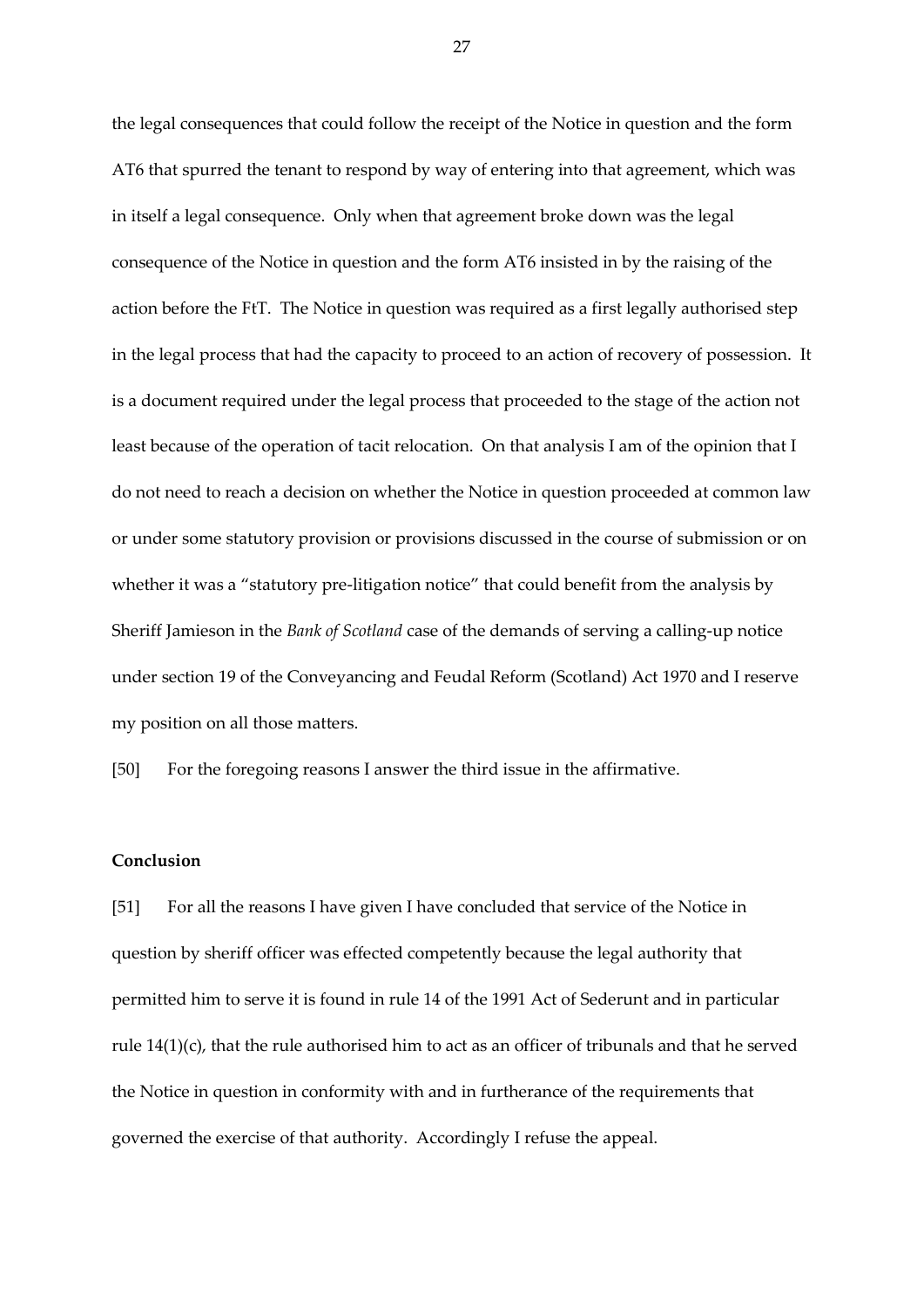the legal consequences that could follow the receipt of the Notice in question and the form AT6 that spurred the tenant to respond by way of entering into that agreement, which was in itself a legal consequence. Only when that agreement broke down was the legal consequence of the Notice in question and the form AT6 insisted in by the raising of the action before the FtT. The Notice in question was required as a first legally authorised step in the legal process that had the capacity to proceed to an action of recovery of possession. It is a document required under the legal process that proceeded to the stage of the action not least because of the operation of tacit relocation. On that analysis I am of the opinion that I do not need to reach a decision on whether the Notice in question proceeded at common law or under some statutory provision or provisions discussed in the course of submission or on whether it was a "statutory pre-litigation notice" that could benefit from the analysis by Sheriff Jamieson in the *Bank of Scotland* case of the demands of serving a calling-up notice under section 19 of the Conveyancing and Feudal Reform (Scotland) Act 1970 and I reserve my position on all those matters.

[50] For the foregoing reasons I answer the third issue in the affirmative.

**Conclusion**

[51] For all the reasons I have given I have concluded that service of the Notice in question by sheriff officer was effected competently because the legal authority that permitted him to serve it is found in rule 14 of the 1991 Act of Sederunt and in particular rule 14(1)(c), that the rule authorised him to act as an officer of tribunals and that he served the Notice in question in conformity with and in furtherance of the requirements that governed the exercise of that authority. Accordingly I refuse the appeal.